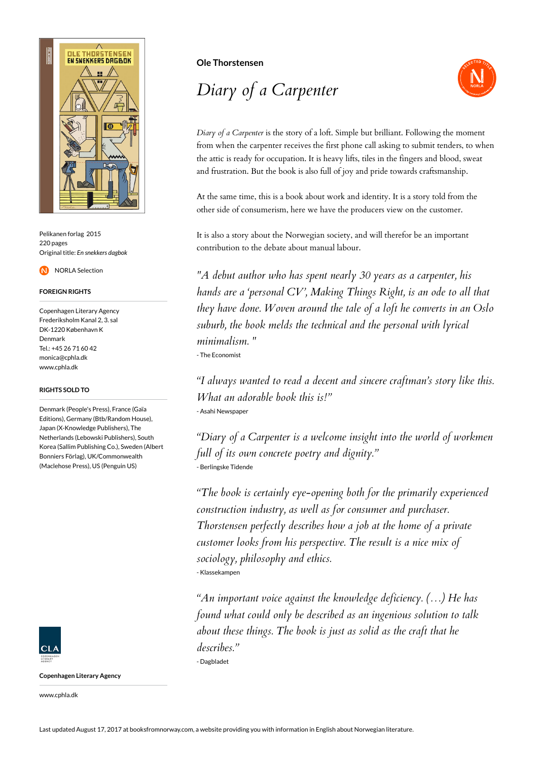**Ole Thorstensen**

# *Diary of a Carpenter*

*Diary of a Carpenter* is the story of a loft. Simple but brilliant. Following the moment from when the carpenter receives the first phone call asking to submit tenders, to when the attic is ready for occupation. It is heavy lifts, tiles in the fingers and blood, sweat and frustration. But the book is also full of joy and pride towards craftsmanship.

At the same time, this is a book about work and identity. It is a story told from the other side of consumerism, here we have the producers view on the customer.

It is also a story about the Norwegian society, and will therefor be an important contribution to the debate about manual labour.

*"A debut author who has spent nearly 30 years as a carpenter, his hands are a 'personal CV', Making Things Right, is an ode to all that they have done. Woven around the tale of a loft he converts in an Oslo suburb, the book melds the technical and the personal with lyrical minimalism. "*

- The Economist

*"I always wanted to read a decent and sincere craftman's story like this. What an adorable book this is!"*

- Asahi Newspaper

*"Diary of a Carpenter is a welcome insight into the world of workmen full of its own concrete poetry and dignity."*

- Berlingske Tidende

*"The book is certainly eye-opening both for the primarily experienced construction industry, as well as for consumer and purchaser. Thorstensen perfectly describes how a job at the home of a private customer looks from his perspective. The result is a nice mix of sociology, philosophy and ethics.*

- Klassekampen

*"An important voice against the knowledge deficiency. (…) He has found what could only be described as an ingenious solution to talk about these things. The book is just as solid as the craft that he describes."*

- Dagbladet

Pelikanen forlag 2015
220 pages
Original title: *En snekkers dagbok*

NORLA Selection

**FOREIGN RIGHTS**

Copenhagen Literary Agency
Frederiksholm Kanal 2, 3. sal
DK-1220 København K
Denmark
Tel.: +45 26 71 60 42
monica@cphla.dk
www.cphla.dk

**RIGHTS SOLD TO**

Denmark (People's Press), France (Gaïa Editions), Germany (Btb/Random House), Japan (X-Knowledge Publishers), The Netherlands (Lebowski Publishers), South Korea (Sallim Publishing Co.), Sweden (Albert Bonniers Förlag), UK/Commonwealth (Maclehose Press), US (Penguin US)

**Copenhagen Literary Agency**

www.cphla.dk

Last updated August 17, 2017 at booksfromnorway.com, a website providing you with information in English about Norwegian literature.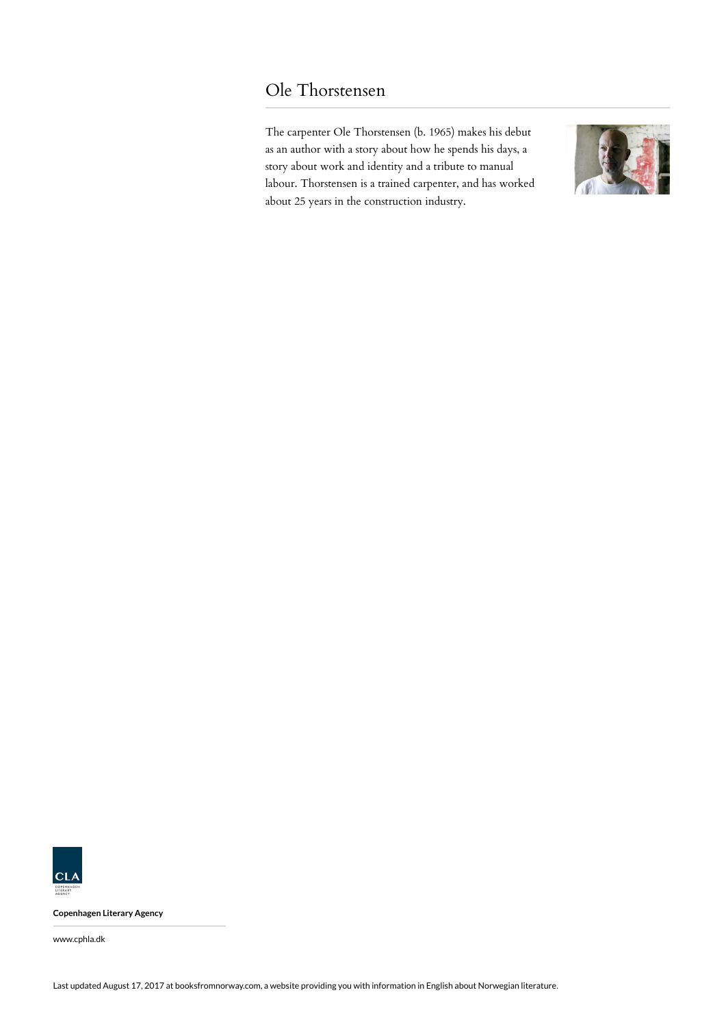## Ole Thorstensen

The carpenter Ole Thorstensen (b. 1965) makes his debut as an author with a story about how he spends his days, a story about work and identity and a tribute to manual labour. Thorstensen is a trained carpenter, and has worked about 25 years in the construction industry.

**Copenhagen Literary Agency**

www.cphla.dk

Last updated August 17, 2017 at booksfromnorway.com, a website providing you with information in English about Norwegian literature.